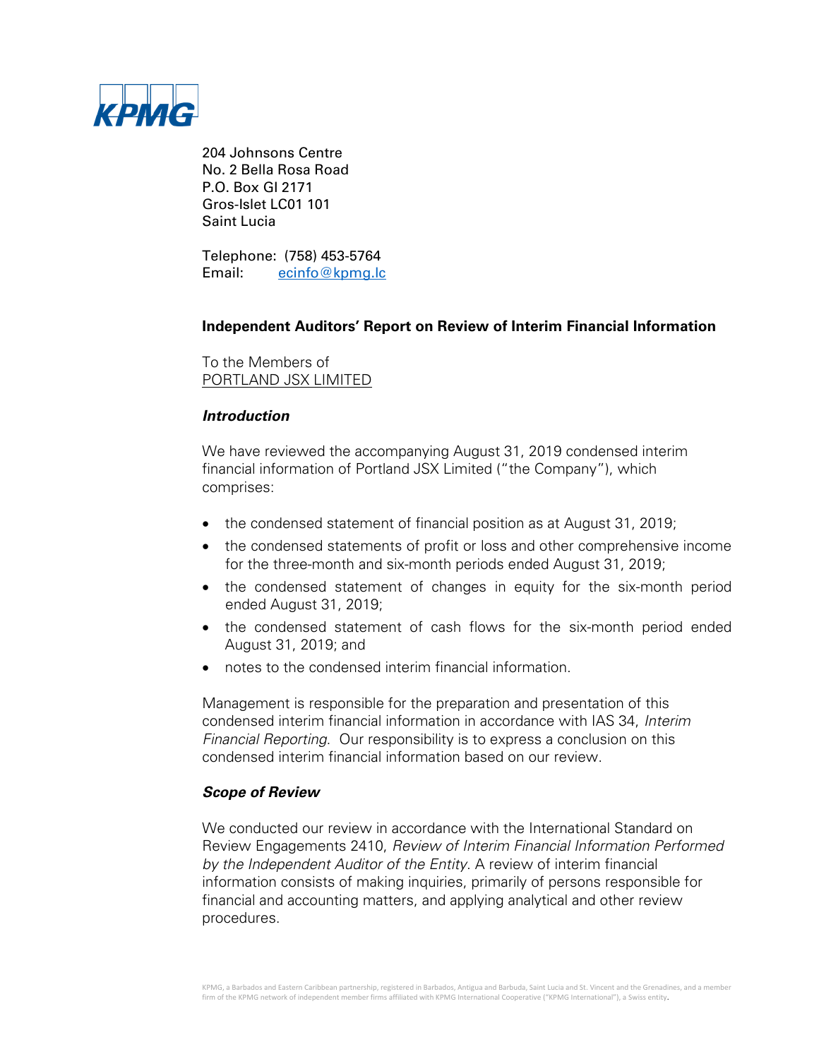KPMG

204 Johnsons Centre
No. 2 Bella Rosa Road
P.O. Box GI 2171
Gros-Islet LC01 101
Saint Lucia

Telephone: (758) 453-5764
Email: ecinfo@kpmg.lc

## Independent Auditors' Report on Review of Interim Financial Information

To the Members of
PORTLAND JSX LIMITED

### *Introduction*

We have reviewed the accompanying August 31, 2019 condensed interim financial information of Portland JSX Limited ("the Company"), which comprises:

- the condensed statement of financial position as at August 31, 2019;
- the condensed statements of profit or loss and other comprehensive income for the three-month and six-month periods ended August 31, 2019;
- the condensed statement of changes in equity for the six-month period ended August 31, 2019;
- the condensed statement of cash flows for the six-month period ended August 31, 2019; and
- notes to the condensed interim financial information.

Management is responsible for the preparation and presentation of this condensed interim financial information in accordance with IAS 34, *Interim Financial Reporting.* Our responsibility is to express a conclusion on this condensed interim financial information based on our review.

### *Scope of Review*

We conducted our review in accordance with the International Standard on Review Engagements 2410, *Review of Interim Financial Information Performed by the Independent Auditor of the Entity*. A review of interim financial information consists of making inquiries, primarily of persons responsible for financial and accounting matters, and applying analytical and other review procedures.

KPMG, a Barbados and Eastern Caribbean partnership, registered in Barbados, Antigua and Barbuda, Saint Lucia and St. Vincent and the Grenadines, and a member firm of the KPMG network of independent member firms affiliated with KPMG International Cooperative ("KPMG International"), a Swiss entity.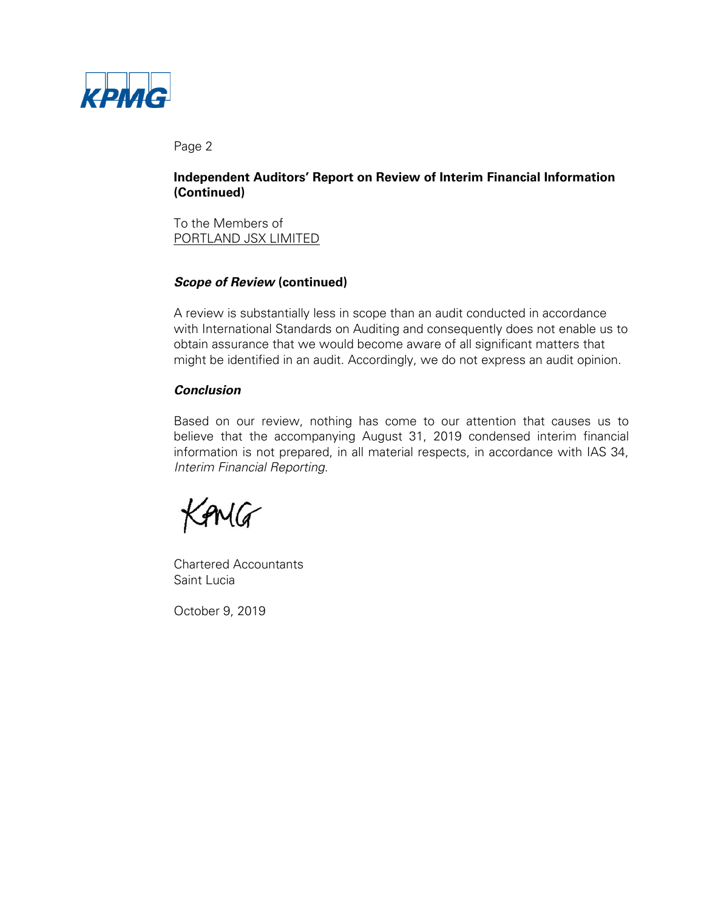**Independent Auditors' Report on Review of Interim Financial Information (Continued)**

To the Members of
PORTLAND JSX LIMITED

***Scope of Review* (continued)**

A review is substantially less in scope than an audit conducted in accordance with International Standards on Auditing and consequently does not enable us to obtain assurance that we would become aware of all significant matters that might be identified in an audit. Accordingly, we do not express an audit opinion.

***Conclusion***

Based on our review, nothing has come to our attention that causes us to believe that the accompanying August 31, 2019 condensed interim financial information is not prepared, in all material respects, in accordance with IAS 34, *Interim Financial Reporting*.

KPMG

Chartered Accountants
Saint Lucia

October 9, 2019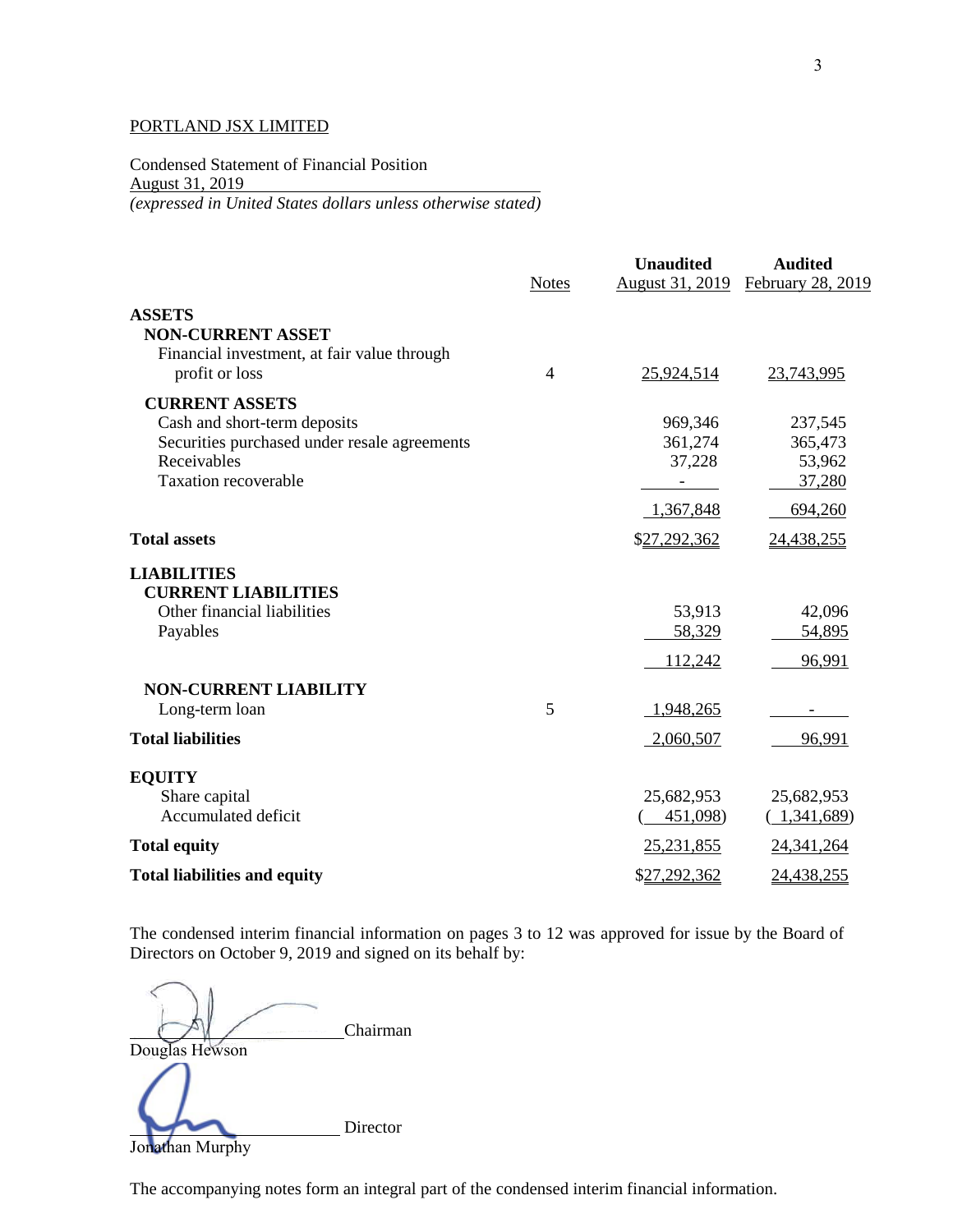PORTLAND JSX LIMITED

Condensed Statement of Financial Position
August 31, 2019
*(expressed in United States dollars unless otherwise stated)*

| | Notes | Unaudited August 31, 2019 | Audited February 28, 2019 |
|---|---|---|---|
| **ASSETS** | | | |
| **NON-CURRENT ASSET** | | | |
| Financial investment, at fair value through profit or loss | 4 | 25,924,514 | 23,743,995 |
| **CURRENT ASSETS** | | | |
| Cash and short-term deposits | | 969,346 | 237,545 |
| Securities purchased under resale agreements | | 361,274 | 365,473 |
| Receivables | | 37,228 | 53,962 |
| Taxation recoverable | | - | 37,280 |
| | | 1,367,848 | 694,260 |
| **Total assets** | | $27,292,362 | 24,438,255 |
| **LIABILITIES** | | | |
| **CURRENT LIABILITIES** | | | |
| Other financial liabilities | | 53,913 | 42,096 |
| Payables | | 58,329 | 54,895 |
| | | 112,242 | 96,991 |
| **NON-CURRENT LIABILITY** | | | |
| Long-term loan | 5 | 1,948,265 | - |
| **Total liabilities** | | 2,060,507 | 96,991 |
| **EQUITY** | | | |
| Share capital | | 25,682,953 | 25,682,953 |
| Accumulated deficit | | (451,098) | (1,341,689) |
| **Total equity** | | 25,231,855 | 24,341,264 |
| **Total liabilities and equity** | | $27,292,362 | 24,438,255 |

The condensed interim financial information on pages 3 to 12 was approved for issue by the Board of Directors on October 9, 2019 and signed on its behalf by:

\_\_\_\_\_\_\_\_\_\_\_\_\_\_\_\_\_\_\_\_ Chairman
Douglas Hewson

\_\_\_\_\_\_\_\_\_\_\_\_\_\_\_\_\_\_\_\_ Director
Jonathan Murphy

The accompanying notes form an integral part of the condensed interim financial information.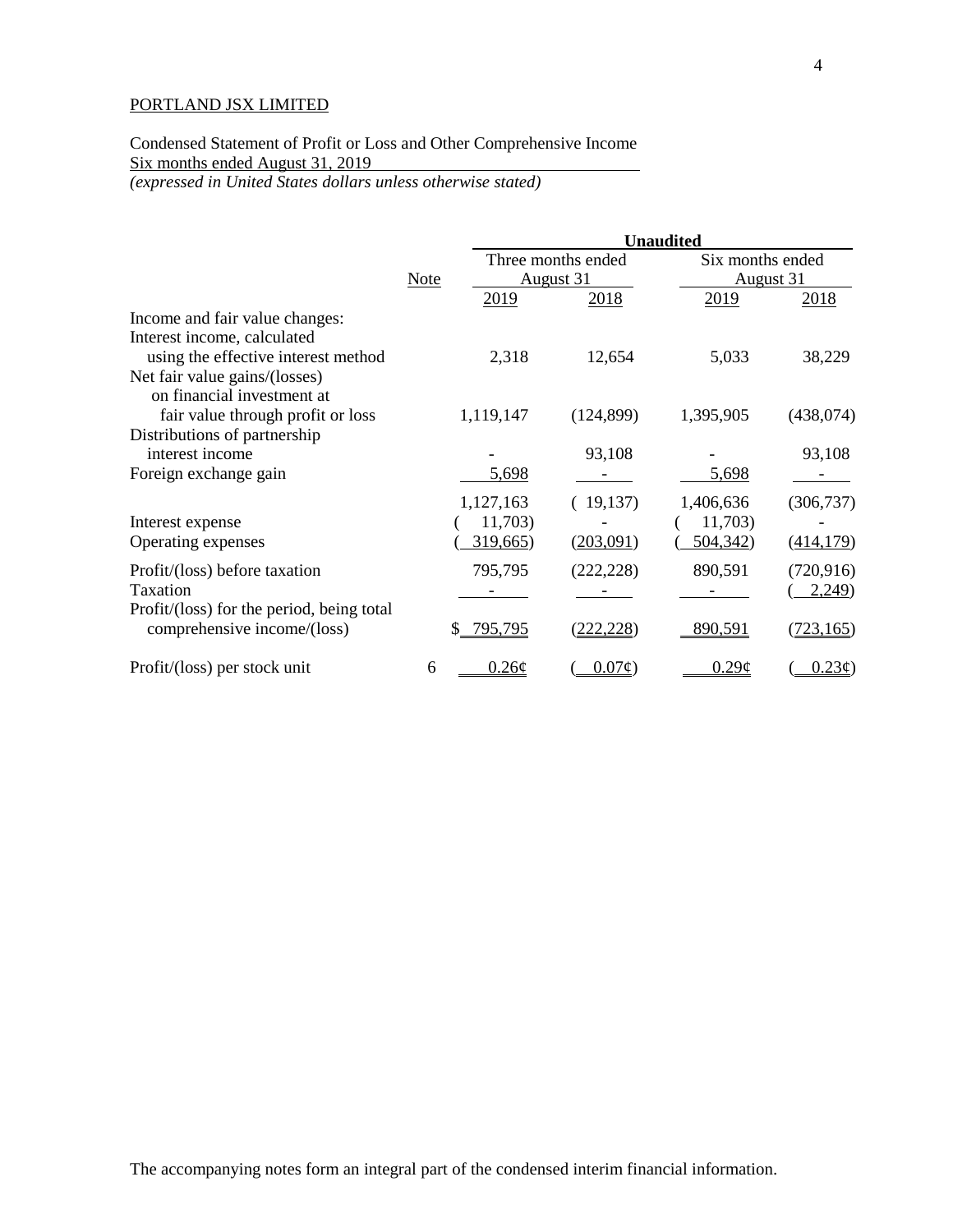PORTLAND JSX LIMITED

Condensed Statement of Profit or Loss and Other Comprehensive Income
Six months ended August 31, 2019
*(expressed in United States dollars unless otherwise stated)*

| | Note | Unaudited | | | |
|---|---|---|---|---|---|
| | | Three months ended August 31 | | Six months ended August 31 | |
| | | 2019 | 2018 | 2019 | 2018 |
| Income and fair value changes: | | | | | |
| Interest income, calculated using the effective interest method | | 2,318 | 12,654 | 5,033 | 38,229 |
| Net fair value gains/(losses) on financial investment at fair value through profit or loss | | 1,119,147 | (124,899) | 1,395,905 | (438,074) |
| Distributions of partnership interest income | | - | 93,108 | - | 93,108 |
| Foreign exchange gain | | 5,698 | - | 5,698 | - |
| | | 1,127,163 | ( 19,137) | 1,406,636 | (306,737) |
| Interest expense | | ( 11,703) | - | ( 11,703) | - |
| Operating expenses | | ( 319,665) | (203,091) | ( 504,342) | (414,179) |
| Profit/(loss) before taxation | | 795,795 | (222,228) | 890,591 | (720,916) |
| Taxation | | - | - | - | ( 2,249) |
| Profit/(loss) for the period, being total comprehensive income/(loss) | | $ 795,795 | (222,228) | 890,591 | (723,165) |
| Profit/(loss) per stock unit | 6 | 0.26¢ | ( 0.07¢) | 0.29¢ | ( 0.23¢) |

The accompanying notes form an integral part of the condensed interim financial information.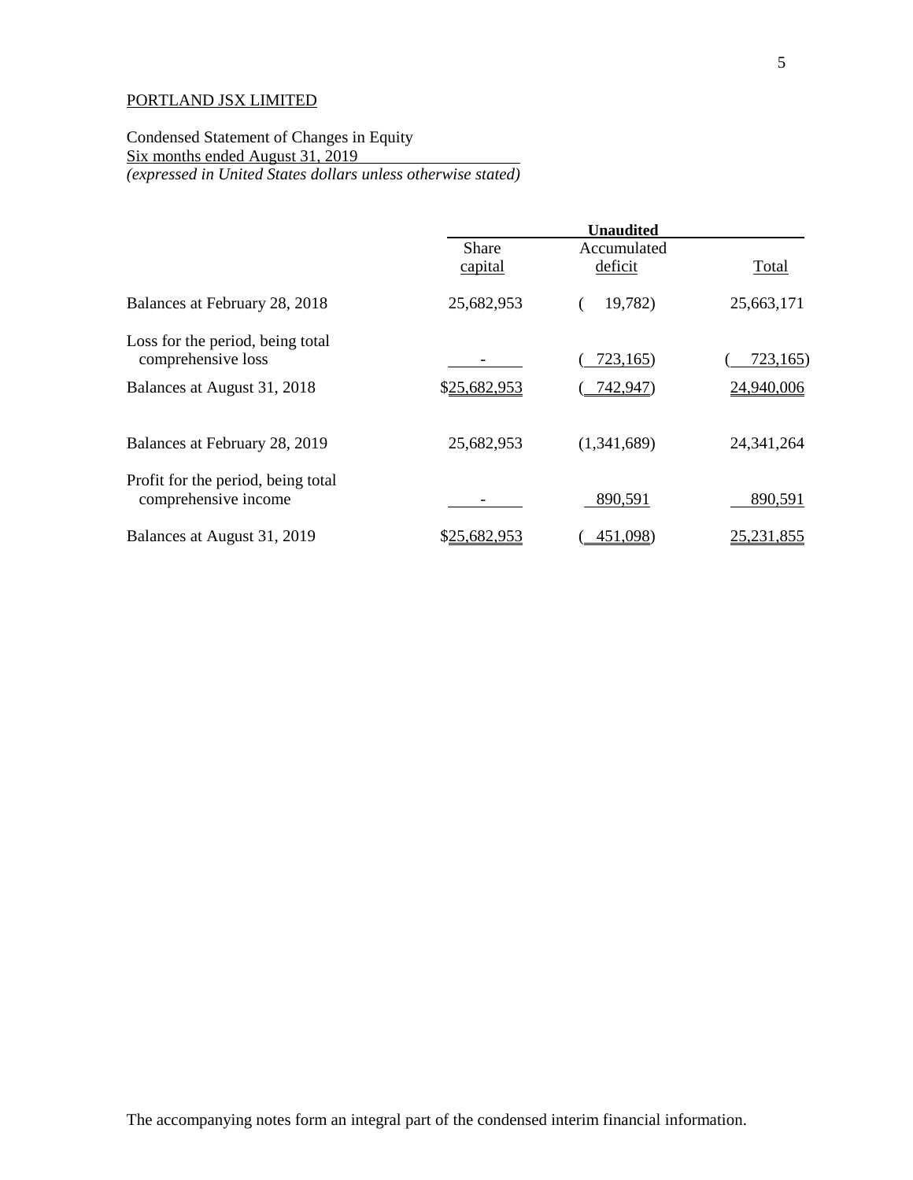PORTLAND JSX LIMITED

Condensed Statement of Changes in Equity
Six months ended August 31, 2019
*(expressed in United States dollars unless otherwise stated)*

| | **Unaudited** | | |
|---|---|---|---|
| | Share capital | Accumulated deficit | Total |
| Balances at February 28, 2018 | 25,682,953 | ( 19,782) | 25,663,171 |
| Loss for the period, being total comprehensive loss | - | ( 723,165) | ( 723,165) |
| Balances at August 31, 2018 | $25,682,953 | ( 742,947) | 24,940,006 |
| Balances at February 28, 2019 | 25,682,953 | (1,341,689) | 24,341,264 |
| Profit for the period, being total comprehensive income | - | 890,591 | 890,591 |
| Balances at August 31, 2019 | $25,682,953 | ( 451,098) | 25,231,855 |

The accompanying notes form an integral part of the condensed interim financial information.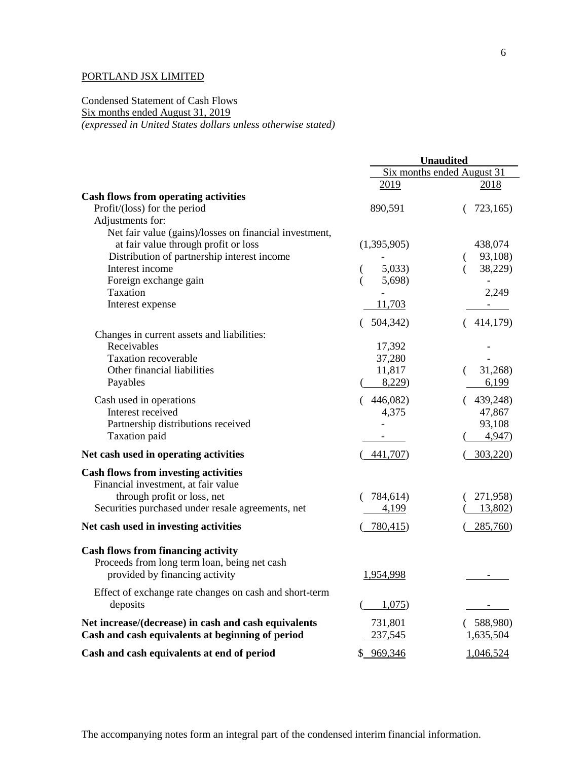PORTLAND JSX LIMITED

Condensed Statement of Cash Flows
Six months ended August 31, 2019
*(expressed in United States dollars unless otherwise stated)*

| | Unaudited | |
|---|---|---|
| | Six months ended August 31 | |
| | 2019 | 2018 |
| **Cash flows from operating activities** | | |
| Profit/(loss) for the period | 890,591 | (723,165) |
| Adjustments for: | | |
| Net fair value (gains)/losses on financial investment, at fair value through profit or loss | (1,395,905) | 438,074 |
| Distribution of partnership interest income | - | (93,108) |
| Interest income | (5,033) | (38,229) |
| Foreign exchange gain | (5,698) | - |
| Taxation | - | 2,249 |
| Interest expense | 11,703 | - |
| | (504,342) | (414,179) |
| Changes in current assets and liabilities: | | |
| Receivables | 17,392 | - |
| Taxation recoverable | 37,280 | - |
| Other financial liabilities | 11,817 | (31,268) |
| Payables | (8,229) | 6,199 |
| Cash used in operations | (446,082) | (439,248) |
| Interest received | 4,375 | 47,867 |
| Partnership distributions received | - | 93,108 |
| Taxation paid | - | (4,947) |
| **Net cash used in operating activities** | (441,707) | (303,220) |
| **Cash flows from investing activities** | | |
| Financial investment, at fair value through profit or loss, net | (784,614) | (271,958) |
| Securities purchased under resale agreements, net | 4,199 | (13,802) |
| **Net cash used in investing activities** | (780,415) | (285,760) |
| **Cash flows from financing activity** | | |
| Proceeds from long term loan, being net cash provided by financing activity | 1,954,998 | - |
| Effect of exchange rate changes on cash and short-term deposits | (1,075) | - |
| **Net increase/(decrease) in cash and cash equivalents** | 731,801 | (588,980) |
| **Cash and cash equivalents at beginning of period** | 237,545 | 1,635,504 |
| **Cash and cash equivalents at end of period** | $ 969,346 | 1,046,524 |

The accompanying notes form an integral part of the condensed interim financial information.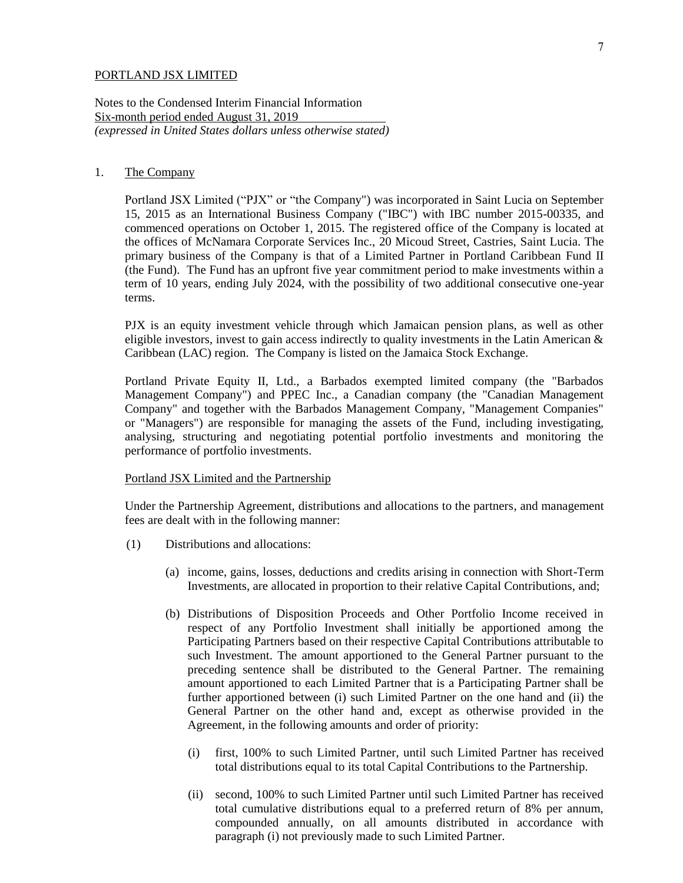PORTLAND JSX LIMITED

Notes to the Condensed Interim Financial Information
Six-month period ended August 31, 2019
*(expressed in United States dollars unless otherwise stated)*

1. The Company

Portland JSX Limited ("PJX" or "the Company") was incorporated in Saint Lucia on September 15, 2015 as an International Business Company ("IBC") with IBC number 2015-00335, and commenced operations on October 1, 2015. The registered office of the Company is located at the offices of McNamara Corporate Services Inc., 20 Micoud Street, Castries, Saint Lucia. The primary business of the Company is that of a Limited Partner in Portland Caribbean Fund II (the Fund). The Fund has an upfront five year commitment period to make investments within a term of 10 years, ending July 2024, with the possibility of two additional consecutive one-year terms.

PJX is an equity investment vehicle through which Jamaican pension plans, as well as other eligible investors, invest to gain access indirectly to quality investments in the Latin American & Caribbean (LAC) region. The Company is listed on the Jamaica Stock Exchange.

Portland Private Equity II, Ltd., a Barbados exempted limited company (the "Barbados Management Company") and PPEC Inc., a Canadian company (the "Canadian Management Company" and together with the Barbados Management Company, "Management Companies" or "Managers") are responsible for managing the assets of the Fund, including investigating, analysing, structuring and negotiating potential portfolio investments and monitoring the performance of portfolio investments.

Portland JSX Limited and the Partnership

Under the Partnership Agreement, distributions and allocations to the partners, and management fees are dealt with in the following manner:

(1) Distributions and allocations:

(a) income, gains, losses, deductions and credits arising in connection with Short-Term Investments, are allocated in proportion to their relative Capital Contributions, and;

(b) Distributions of Disposition Proceeds and Other Portfolio Income received in respect of any Portfolio Investment shall initially be apportioned among the Participating Partners based on their respective Capital Contributions attributable to such Investment. The amount apportioned to the General Partner pursuant to the preceding sentence shall be distributed to the General Partner. The remaining amount apportioned to each Limited Partner that is a Participating Partner shall be further apportioned between (i) such Limited Partner on the one hand and (ii) the General Partner on the other hand and, except as otherwise provided in the Agreement, in the following amounts and order of priority:

(i) first, 100% to such Limited Partner, until such Limited Partner has received total distributions equal to its total Capital Contributions to the Partnership.

(ii) second, 100% to such Limited Partner until such Limited Partner has received total cumulative distributions equal to a preferred return of 8% per annum, compounded annually, on all amounts distributed in accordance with paragraph (i) not previously made to such Limited Partner.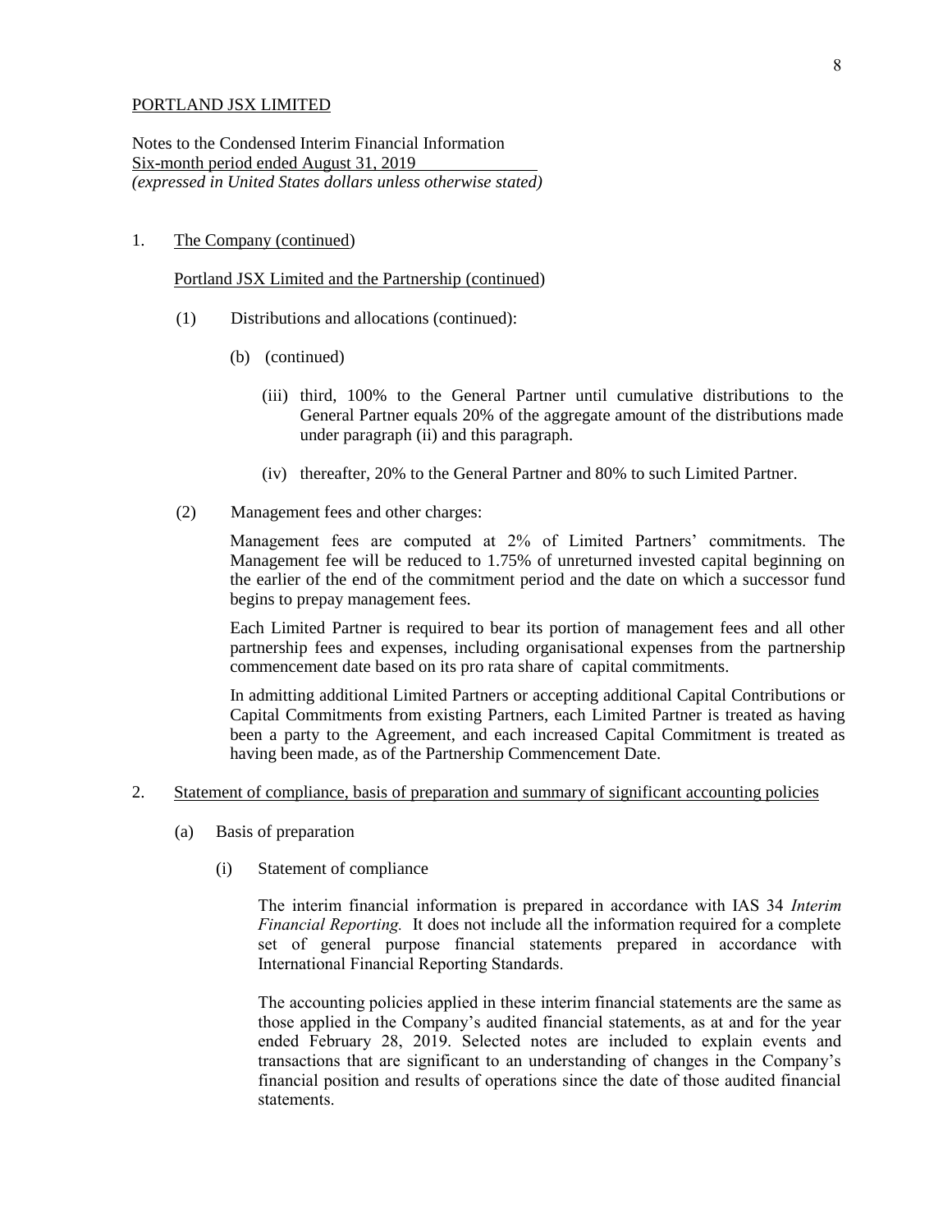PORTLAND JSX LIMITED

Notes to the Condensed Interim Financial Information
Six-month period ended August 31, 2019
*(expressed in United States dollars unless otherwise stated)*

1. The Company (continued)

Portland JSX Limited and the Partnership (continued)

(1) Distributions and allocations (continued):

(b) (continued)

(iii) third, 100% to the General Partner until cumulative distributions to the General Partner equals 20% of the aggregate amount of the distributions made under paragraph (ii) and this paragraph.

(iv) thereafter, 20% to the General Partner and 80% to such Limited Partner.

(2) Management fees and other charges:

Management fees are computed at 2% of Limited Partners' commitments. The Management fee will be reduced to 1.75% of unreturned invested capital beginning on the earlier of the end of the commitment period and the date on which a successor fund begins to prepay management fees.

Each Limited Partner is required to bear its portion of management fees and all other partnership fees and expenses, including organisational expenses from the partnership commencement date based on its pro rata share of capital commitments.

In admitting additional Limited Partners or accepting additional Capital Contributions or Capital Commitments from existing Partners, each Limited Partner is treated as having been a party to the Agreement, and each increased Capital Commitment is treated as having been made, as of the Partnership Commencement Date.

2. Statement of compliance, basis of preparation and summary of significant accounting policies

(a) Basis of preparation

(i) Statement of compliance

The interim financial information is prepared in accordance with IAS 34 *Interim Financial Reporting.* It does not include all the information required for a complete set of general purpose financial statements prepared in accordance with International Financial Reporting Standards.

The accounting policies applied in these interim financial statements are the same as those applied in the Company's audited financial statements, as at and for the year ended February 28, 2019. Selected notes are included to explain events and transactions that are significant to an understanding of changes in the Company's financial position and results of operations since the date of those audited financial statements.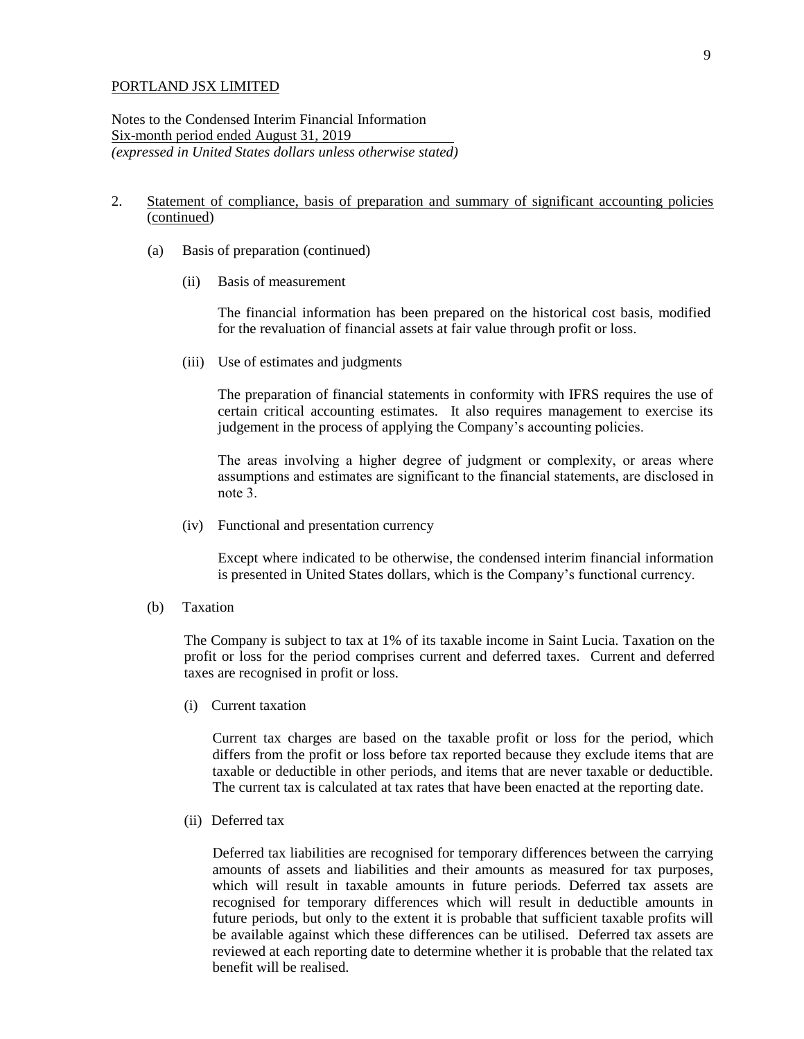PORTLAND JSX LIMITED

Notes to the Condensed Interim Financial Information
Six-month period ended August 31, 2019
*(expressed in United States dollars unless otherwise stated)*

2. Statement of compliance, basis of preparation and summary of significant accounting policies (continued)

   (a) Basis of preparation (continued)

      (ii) Basis of measurement

      The financial information has been prepared on the historical cost basis, modified for the revaluation of financial assets at fair value through profit or loss.

      (iii) Use of estimates and judgments

      The preparation of financial statements in conformity with IFRS requires the use of certain critical accounting estimates. It also requires management to exercise its judgement in the process of applying the Company's accounting policies.

      The areas involving a higher degree of judgment or complexity, or areas where assumptions and estimates are significant to the financial statements, are disclosed in note 3.

      (iv) Functional and presentation currency

      Except where indicated to be otherwise, the condensed interim financial information is presented in United States dollars, which is the Company's functional currency.

   (b) Taxation

   The Company is subject to tax at 1% of its taxable income in Saint Lucia. Taxation on the profit or loss for the period comprises current and deferred taxes. Current and deferred taxes are recognised in profit or loss.

      (i) Current taxation

      Current tax charges are based on the taxable profit or loss for the period, which differs from the profit or loss before tax reported because they exclude items that are taxable or deductible in other periods, and items that are never taxable or deductible. The current tax is calculated at tax rates that have been enacted at the reporting date.

      (ii) Deferred tax

      Deferred tax liabilities are recognised for temporary differences between the carrying amounts of assets and liabilities and their amounts as measured for tax purposes, which will result in taxable amounts in future periods. Deferred tax assets are recognised for temporary differences which will result in deductible amounts in future periods, but only to the extent it is probable that sufficient taxable profits will be available against which these differences can be utilised. Deferred tax assets are reviewed at each reporting date to determine whether it is probable that the related tax benefit will be realised.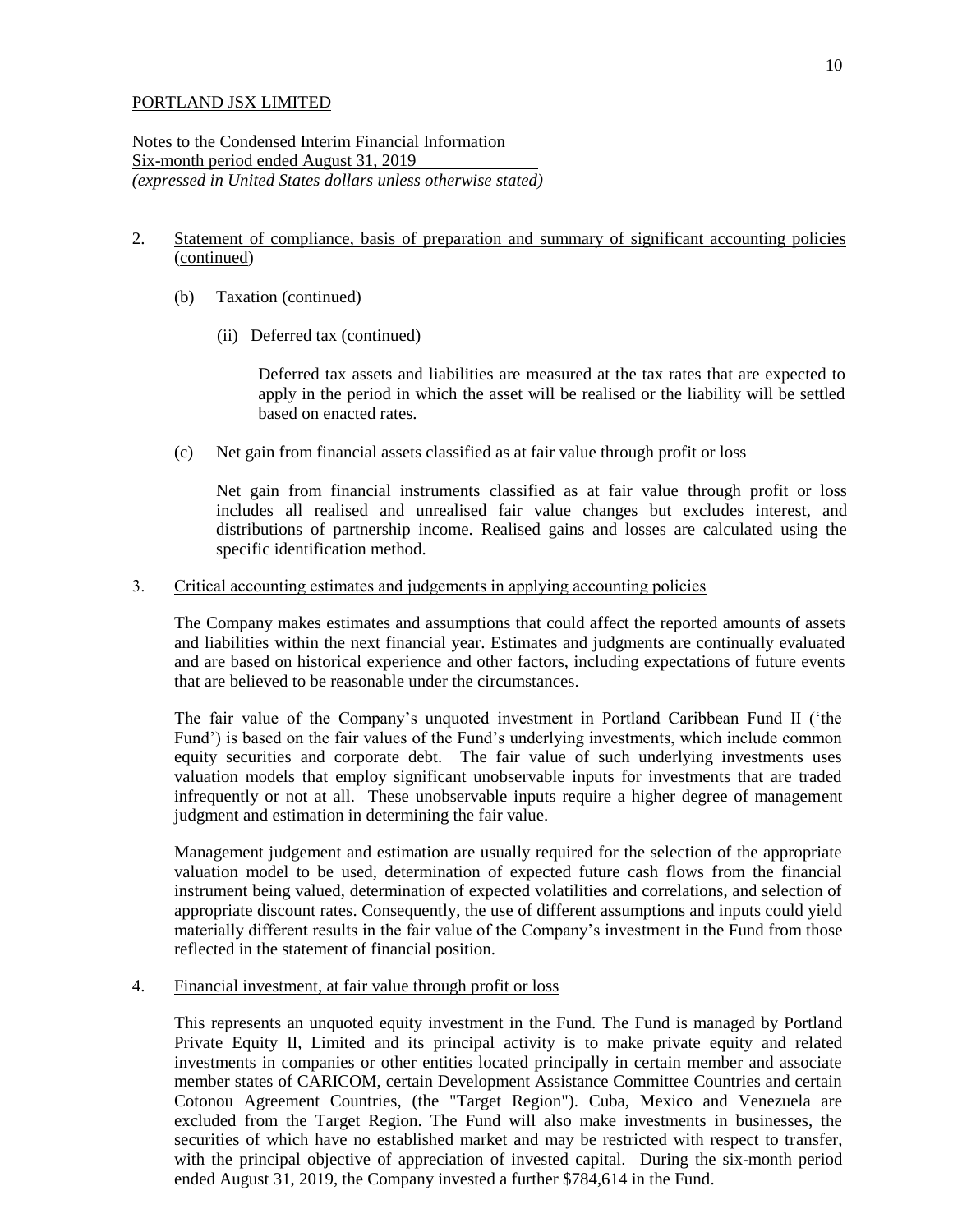PORTLAND JSX LIMITED

Notes to the Condensed Interim Financial Information
Six-month period ended August 31, 2019
*(expressed in United States dollars unless otherwise stated)*

2. Statement of compliance, basis of preparation and summary of significant accounting policies (continued)

   (b) Taxation (continued)

      (ii) Deferred tax (continued)

      Deferred tax assets and liabilities are measured at the tax rates that are expected to apply in the period in which the asset will be realised or the liability will be settled based on enacted rates.

   (c) Net gain from financial assets classified as at fair value through profit or loss

   Net gain from financial instruments classified as at fair value through profit or loss includes all realised and unrealised fair value changes but excludes interest, and distributions of partnership income. Realised gains and losses are calculated using the specific identification method.

3. Critical accounting estimates and judgements in applying accounting policies

   The Company makes estimates and assumptions that could affect the reported amounts of assets and liabilities within the next financial year. Estimates and judgments are continually evaluated and are based on historical experience and other factors, including expectations of future events that are believed to be reasonable under the circumstances.

   The fair value of the Company's unquoted investment in Portland Caribbean Fund II ('the Fund') is based on the fair values of the Fund's underlying investments, which include common equity securities and corporate debt. The fair value of such underlying investments uses valuation models that employ significant unobservable inputs for investments that are traded infrequently or not at all. These unobservable inputs require a higher degree of management judgment and estimation in determining the fair value.

   Management judgement and estimation are usually required for the selection of the appropriate valuation model to be used, determination of expected future cash flows from the financial instrument being valued, determination of expected volatilities and correlations, and selection of appropriate discount rates. Consequently, the use of different assumptions and inputs could yield materially different results in the fair value of the Company's investment in the Fund from those reflected in the statement of financial position.

4. Financial investment, at fair value through profit or loss

   This represents an unquoted equity investment in the Fund. The Fund is managed by Portland Private Equity II, Limited and its principal activity is to make private equity and related investments in companies or other entities located principally in certain member and associate member states of CARICOM, certain Development Assistance Committee Countries and certain Cotonou Agreement Countries, (the "Target Region"). Cuba, Mexico and Venezuela are excluded from the Target Region. The Fund will also make investments in businesses, the securities of which have no established market and may be restricted with respect to transfer, with the principal objective of appreciation of invested capital. During the six-month period ended August 31, 2019, the Company invested a further $784,614 in the Fund.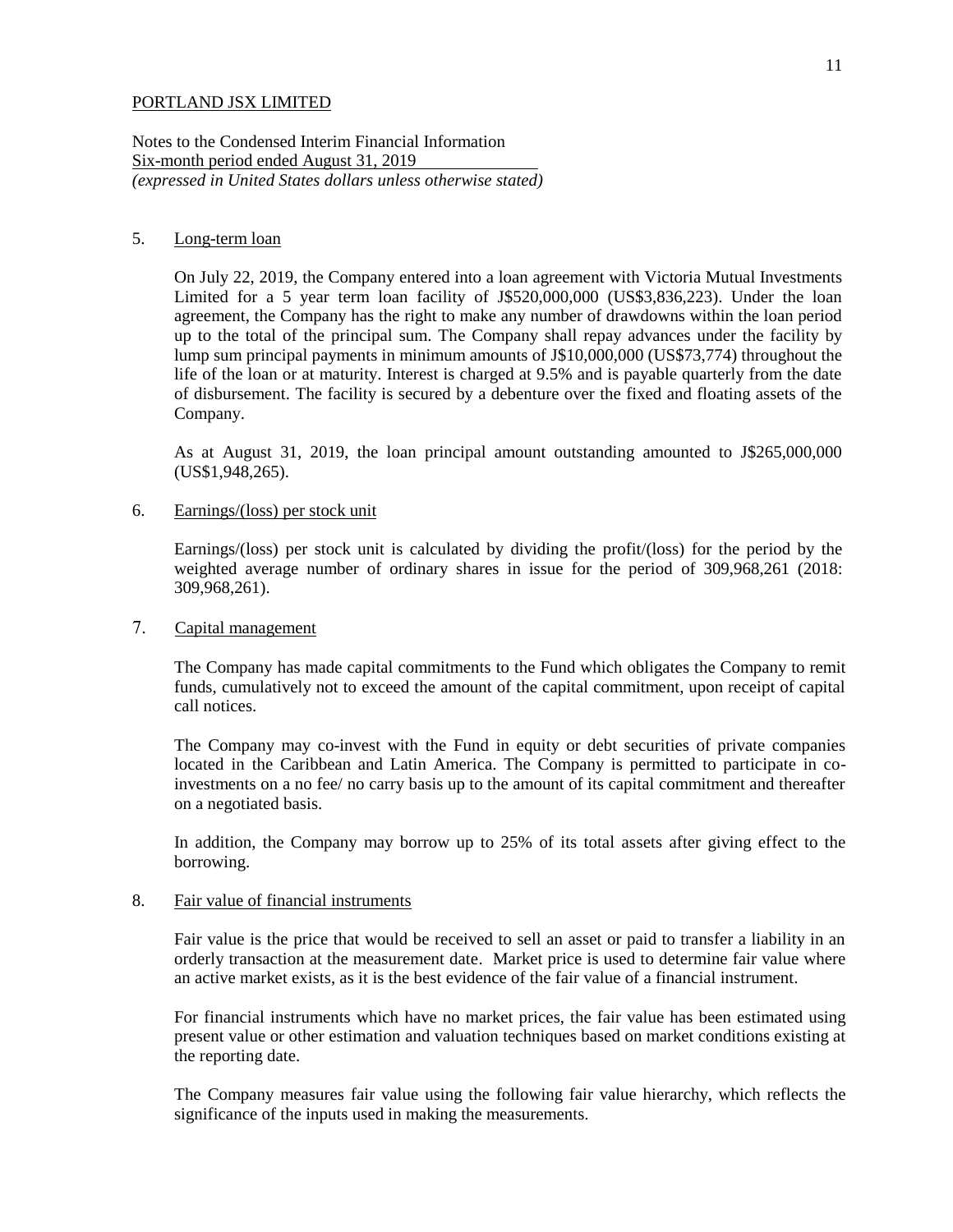PORTLAND JSX LIMITED

Notes to the Condensed Interim Financial Information
Six-month period ended August 31, 2019
*(expressed in United States dollars unless otherwise stated)*

5. Long-term loan

On July 22, 2019, the Company entered into a loan agreement with Victoria Mutual Investments Limited for a 5 year term loan facility of J$520,000,000 (US$3,836,223). Under the loan agreement, the Company has the right to make any number of drawdowns within the loan period up to the total of the principal sum. The Company shall repay advances under the facility by lump sum principal payments in minimum amounts of J$10,000,000 (US$73,774) throughout the life of the loan or at maturity. Interest is charged at 9.5% and is payable quarterly from the date of disbursement. The facility is secured by a debenture over the fixed and floating assets of the Company.

As at August 31, 2019, the loan principal amount outstanding amounted to J$265,000,000 (US$1,948,265).

6. Earnings/(loss) per stock unit

Earnings/(loss) per stock unit is calculated by dividing the profit/(loss) for the period by the weighted average number of ordinary shares in issue for the period of 309,968,261 (2018: 309,968,261).

7. Capital management

The Company has made capital commitments to the Fund which obligates the Company to remit funds, cumulatively not to exceed the amount of the capital commitment, upon receipt of capital call notices.

The Company may co-invest with the Fund in equity or debt securities of private companies located in the Caribbean and Latin America. The Company is permitted to participate in co-investments on a no fee/ no carry basis up to the amount of its capital commitment and thereafter on a negotiated basis.

In addition, the Company may borrow up to 25% of its total assets after giving effect to the borrowing.

8. Fair value of financial instruments

Fair value is the price that would be received to sell an asset or paid to transfer a liability in an orderly transaction at the measurement date. Market price is used to determine fair value where an active market exists, as it is the best evidence of the fair value of a financial instrument.

For financial instruments which have no market prices, the fair value has been estimated using present value or other estimation and valuation techniques based on market conditions existing at the reporting date.

The Company measures fair value using the following fair value hierarchy, which reflects the significance of the inputs used in making the measurements.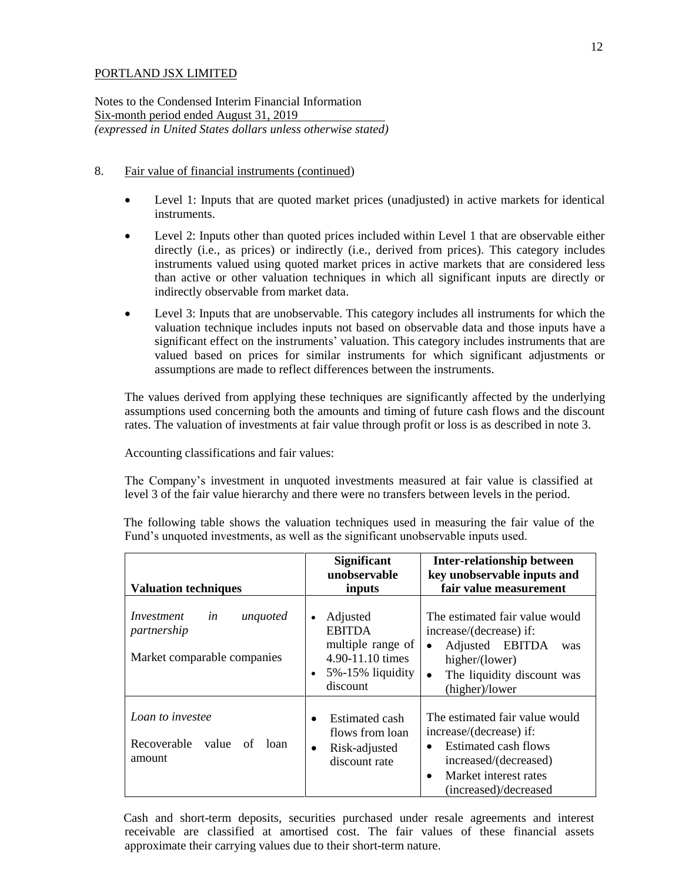PORTLAND JSX LIMITED

Notes to the Condensed Interim Financial Information
Six-month period ended August 31, 2019
*(expressed in United States dollars unless otherwise stated)*

8. Fair value of financial instruments (continued)

- Level 1: Inputs that are quoted market prices (unadjusted) in active markets for identical instruments.
- Level 2: Inputs other than quoted prices included within Level 1 that are observable either directly (i.e., as prices) or indirectly (i.e., derived from prices). This category includes instruments valued using quoted market prices in active markets that are considered less than active or other valuation techniques in which all significant inputs are directly or indirectly observable from market data.
- Level 3: Inputs that are unobservable. This category includes all instruments for which the valuation technique includes inputs not based on observable data and those inputs have a significant effect on the instruments' valuation. This category includes instruments that are valued based on prices for similar instruments for which significant adjustments or assumptions are made to reflect differences between the instruments.

The values derived from applying these techniques are significantly affected by the underlying assumptions used concerning both the amounts and timing of future cash flows and the discount rates. The valuation of investments at fair value through profit or loss is as described in note 3.

Accounting classifications and fair values:

The Company's investment in unquoted investments measured at fair value is classified at level 3 of the fair value hierarchy and there were no transfers between levels in the period.

The following table shows the valuation techniques used in measuring the fair value of the Fund's unquoted investments, as well as the significant unobservable inputs used.

| Valuation techniques | Significant unobservable inputs | Inter-relationship between key unobservable inputs and fair value measurement |
|---|---|---|
| *Investment in unquoted partnership*<br><br>Market comparable companies | • Adjusted EBITDA multiple range of 4.90-11.10 times<br>• 5%-15% liquidity discount | The estimated fair value would increase/(decrease) if:<br>• Adjusted EBITDA was higher/(lower)<br>• The liquidity discount was (higher)/lower |
| *Loan to investee*<br><br>Recoverable value of loan amount | • Estimated cash flows from loan<br>• Risk-adjusted discount rate | The estimated fair value would increase/(decrease) if:<br>• Estimated cash flows increased/(decreased)<br>• Market interest rates (increased)/decreased |

Cash and short-term deposits, securities purchased under resale agreements and interest receivable are classified at amortised cost. The fair values of these financial assets approximate their carrying values due to their short-term nature.